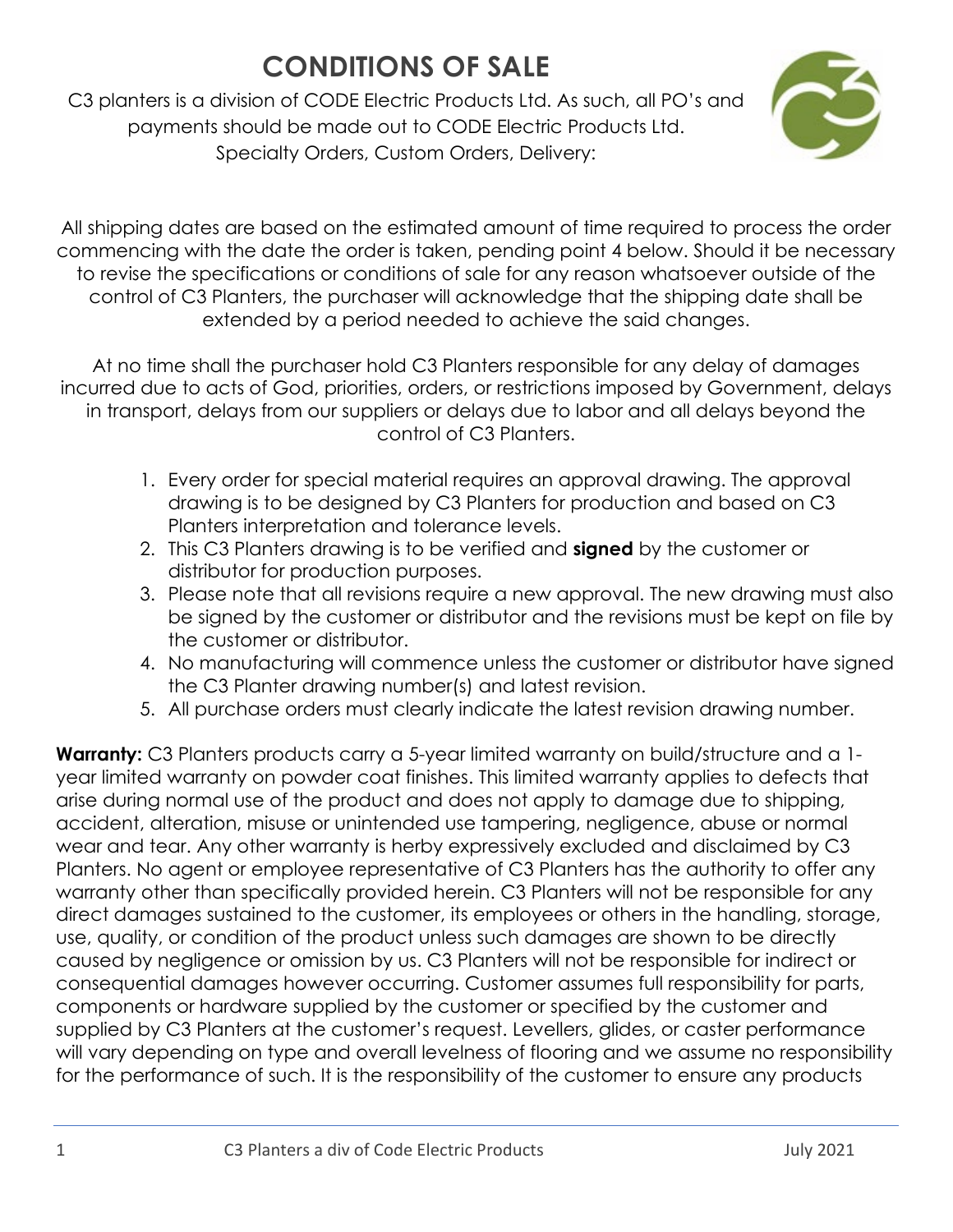# CONDITIONS OF SALE

C3 planters is a division of CODE Electric Products Ltd. As such, all PO's and payments should be made out to CODE Electric Products Ltd.
Specialty Orders, Custom Orders, Delivery:

All shipping dates are based on the estimated amount of time required to process the order commencing with the date the order is taken, pending point 4 below. Should it be necessary to revise the specifications or conditions of sale for any reason whatsoever outside of the control of C3 Planters, the purchaser will acknowledge that the shipping date shall be extended by a period needed to achieve the said changes.

At no time shall the purchaser hold C3 Planters responsible for any delay of damages incurred due to acts of God, priorities, orders, or restrictions imposed by Government, delays in transport, delays from our suppliers or delays due to labor and all delays beyond the control of C3 Planters.

1. Every order for special material requires an approval drawing. The approval drawing is to be designed by C3 Planters for production and based on C3 Planters interpretation and tolerance levels.
2. This C3 Planters drawing is to be verified and **signed** by the customer or distributor for production purposes.
3. Please note that all revisions require a new approval. The new drawing must also be signed by the customer or distributor and the revisions must be kept on file by the customer or distributor.
4. No manufacturing will commence unless the customer or distributor have signed the C3 Planter drawing number(s) and latest revision.
5. All purchase orders must clearly indicate the latest revision drawing number.

**Warranty:** C3 Planters products carry a 5-year limited warranty on build/structure and a 1-year limited warranty on powder coat finishes. This limited warranty applies to defects that arise during normal use of the product and does not apply to damage due to shipping, accident, alteration, misuse or unintended use tampering, negligence, abuse or normal wear and tear. Any other warranty is herby expressively excluded and disclaimed by C3 Planters. No agent or employee representative of C3 Planters has the authority to offer any warranty other than specifically provided herein. C3 Planters will not be responsible for any direct damages sustained to the customer, its employees or others in the handling, storage, use, quality, or condition of the product unless such damages are shown to be directly caused by negligence or omission by us. C3 Planters will not be responsible for indirect or consequential damages however occurring. Customer assumes full responsibility for parts, components or hardware supplied by the customer or specified by the customer and supplied by C3 Planters at the customer's request. Levellers, glides, or caster performance will vary depending on type and overall levelness of flooring and we assume no responsibility for the performance of such. It is the responsibility of the customer to ensure any products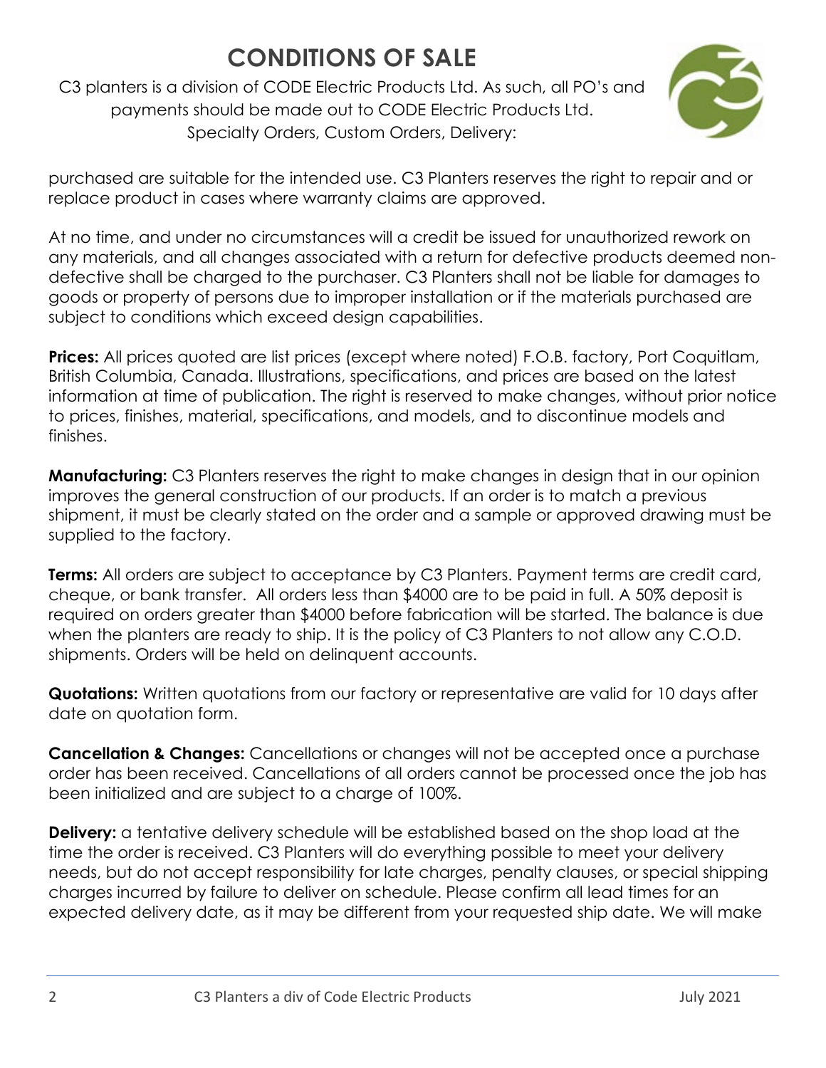# CONDITIONS OF SALE

C3 planters is a division of CODE Electric Products Ltd. As such, all PO's and payments should be made out to CODE Electric Products Ltd.
Specialty Orders, Custom Orders, Delivery:

purchased are suitable for the intended use. C3 Planters reserves the right to repair and or replace product in cases where warranty claims are approved.

At no time, and under no circumstances will a credit be issued for unauthorized rework on any materials, and all changes associated with a return for defective products deemed non-defective shall be charged to the purchaser. C3 Planters shall not be liable for damages to goods or property of persons due to improper installation or if the materials purchased are subject to conditions which exceed design capabilities.

**Prices:** All prices quoted are list prices (except where noted) F.O.B. factory, Port Coquitlam, British Columbia, Canada. Illustrations, specifications, and prices are based on the latest information at time of publication. The right is reserved to make changes, without prior notice to prices, finishes, material, specifications, and models, and to discontinue models and finishes.

**Manufacturing:** C3 Planters reserves the right to make changes in design that in our opinion improves the general construction of our products. If an order is to match a previous shipment, it must be clearly stated on the order and a sample or approved drawing must be supplied to the factory.

**Terms:** All orders are subject to acceptance by C3 Planters. Payment terms are credit card, cheque, or bank transfer. All orders less than $4000 are to be paid in full. A 50% deposit is required on orders greater than $4000 before fabrication will be started. The balance is due when the planters are ready to ship. It is the policy of C3 Planters to not allow any C.O.D. shipments. Orders will be held on delinquent accounts.

**Quotations:** Written quotations from our factory or representative are valid for 10 days after date on quotation form.

**Cancellation & Changes:** Cancellations or changes will not be accepted once a purchase order has been received. Cancellations of all orders cannot be processed once the job has been initialized and are subject to a charge of 100%.

**Delivery:** a tentative delivery schedule will be established based on the shop load at the time the order is received. C3 Planters will do everything possible to meet your delivery needs, but do not accept responsibility for late charges, penalty clauses, or special shipping charges incurred by failure to deliver on schedule. Please confirm all lead times for an expected delivery date, as it may be different from your requested ship date. We will make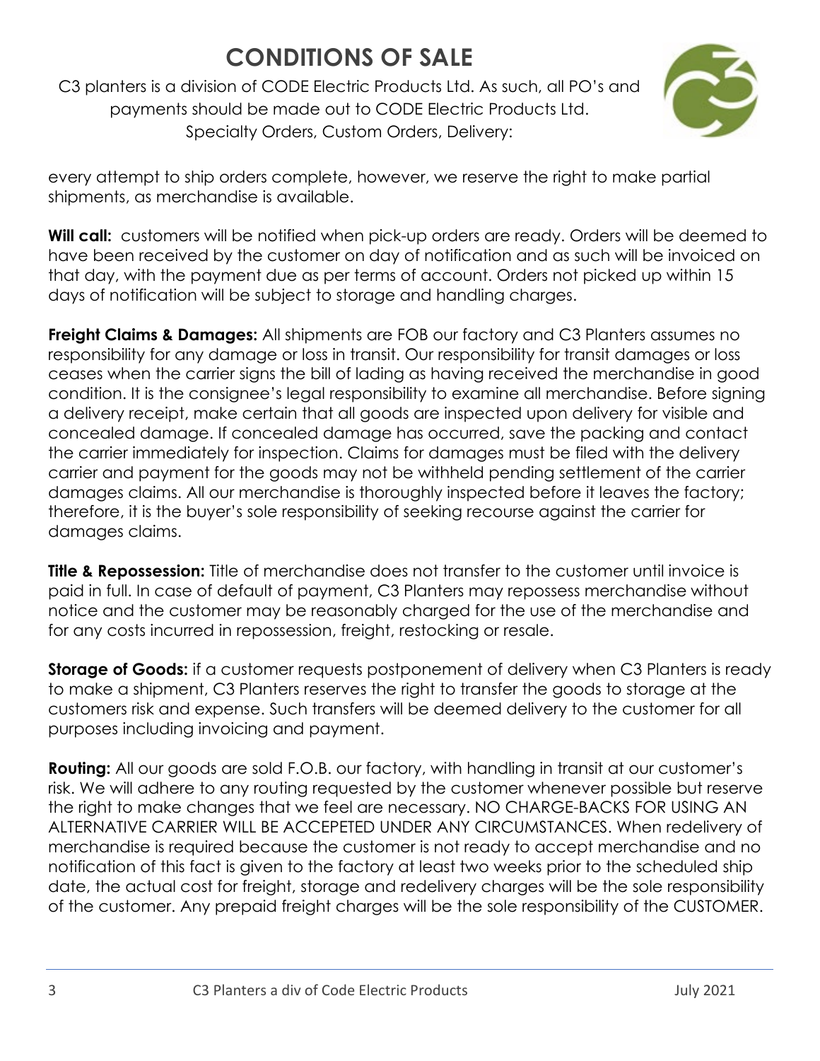# CONDITIONS OF SALE

C3 planters is a division of CODE Electric Products Ltd. As such, all PO's and payments should be made out to CODE Electric Products Ltd.
Specialty Orders, Custom Orders, Delivery:

every attempt to ship orders complete, however, we reserve the right to make partial shipments, as merchandise is available.

**Will call:** customers will be notified when pick-up orders are ready. Orders will be deemed to have been received by the customer on day of notification and as such will be invoiced on that day, with the payment due as per terms of account. Orders not picked up within 15 days of notification will be subject to storage and handling charges.

**Freight Claims & Damages:** All shipments are FOB our factory and C3 Planters assumes no responsibility for any damage or loss in transit. Our responsibility for transit damages or loss ceases when the carrier signs the bill of lading as having received the merchandise in good condition. It is the consignee's legal responsibility to examine all merchandise. Before signing a delivery receipt, make certain that all goods are inspected upon delivery for visible and concealed damage. If concealed damage has occurred, save the packing and contact the carrier immediately for inspection. Claims for damages must be filed with the delivery carrier and payment for the goods may not be withheld pending settlement of the carrier damages claims. All our merchandise is thoroughly inspected before it leaves the factory; therefore, it is the buyer's sole responsibility of seeking recourse against the carrier for damages claims.

**Title & Repossession:** Title of merchandise does not transfer to the customer until invoice is paid in full. In case of default of payment, C3 Planters may repossess merchandise without notice and the customer may be reasonably charged for the use of the merchandise and for any costs incurred in repossession, freight, restocking or resale.

**Storage of Goods:** if a customer requests postponement of delivery when C3 Planters is ready to make a shipment, C3 Planters reserves the right to transfer the goods to storage at the customers risk and expense. Such transfers will be deemed delivery to the customer for all purposes including invoicing and payment.

**Routing:** All our goods are sold F.O.B. our factory, with handling in transit at our customer's risk. We will adhere to any routing requested by the customer whenever possible but reserve the right to make changes that we feel are necessary. NO CHARGE-BACKS FOR USING AN ALTERNATIVE CARRIER WILL BE ACCEPETED UNDER ANY CIRCUMSTANCES. When redelivery of merchandise is required because the customer is not ready to accept merchandise and no notification of this fact is given to the factory at least two weeks prior to the scheduled ship date, the actual cost for freight, storage and redelivery charges will be the sole responsibility of the customer. Any prepaid freight charges will be the sole responsibility of the CUSTOMER.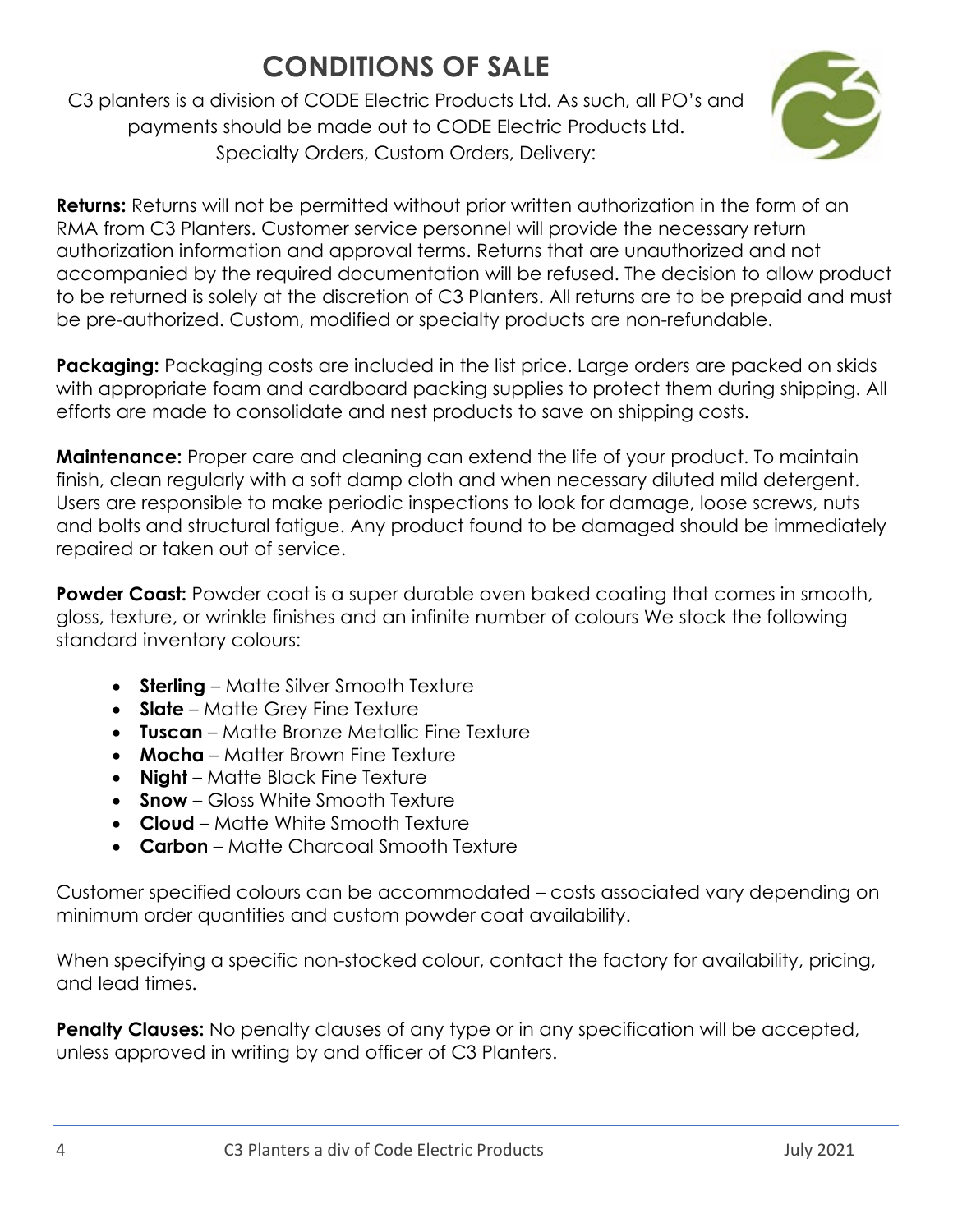# CONDITIONS OF SALE

C3 planters is a division of CODE Electric Products Ltd. As such, all PO's and payments should be made out to CODE Electric Products Ltd.
Specialty Orders, Custom Orders, Delivery:

**Returns:** Returns will not be permitted without prior written authorization in the form of an RMA from C3 Planters. Customer service personnel will provide the necessary return authorization information and approval terms. Returns that are unauthorized and not accompanied by the required documentation will be refused. The decision to allow product to be returned is solely at the discretion of C3 Planters. All returns are to be prepaid and must be pre-authorized. Custom, modified or specialty products are non-refundable.

**Packaging:** Packaging costs are included in the list price. Large orders are packed on skids with appropriate foam and cardboard packing supplies to protect them during shipping. All efforts are made to consolidate and nest products to save on shipping costs.

**Maintenance:** Proper care and cleaning can extend the life of your product. To maintain finish, clean regularly with a soft damp cloth and when necessary diluted mild detergent. Users are responsible to make periodic inspections to look for damage, loose screws, nuts and bolts and structural fatigue. Any product found to be damaged should be immediately repaired or taken out of service.

**Powder Coast:** Powder coat is a super durable oven baked coating that comes in smooth, gloss, texture, or wrinkle finishes and an infinite number of colours We stock the following standard inventory colours:

- **Sterling** – Matte Silver Smooth Texture
- **Slate** – Matte Grey Fine Texture
- **Tuscan** – Matte Bronze Metallic Fine Texture
- **Mocha** – Matter Brown Fine Texture
- **Night** – Matte Black Fine Texture
- **Snow** – Gloss White Smooth Texture
- **Cloud** – Matte White Smooth Texture
- **Carbon** – Matte Charcoal Smooth Texture

Customer specified colours can be accommodated – costs associated vary depending on minimum order quantities and custom powder coat availability.

When specifying a specific non-stocked colour, contact the factory for availability, pricing, and lead times.

**Penalty Clauses:** No penalty clauses of any type or in any specification will be accepted, unless approved in writing by and officer of C3 Planters.